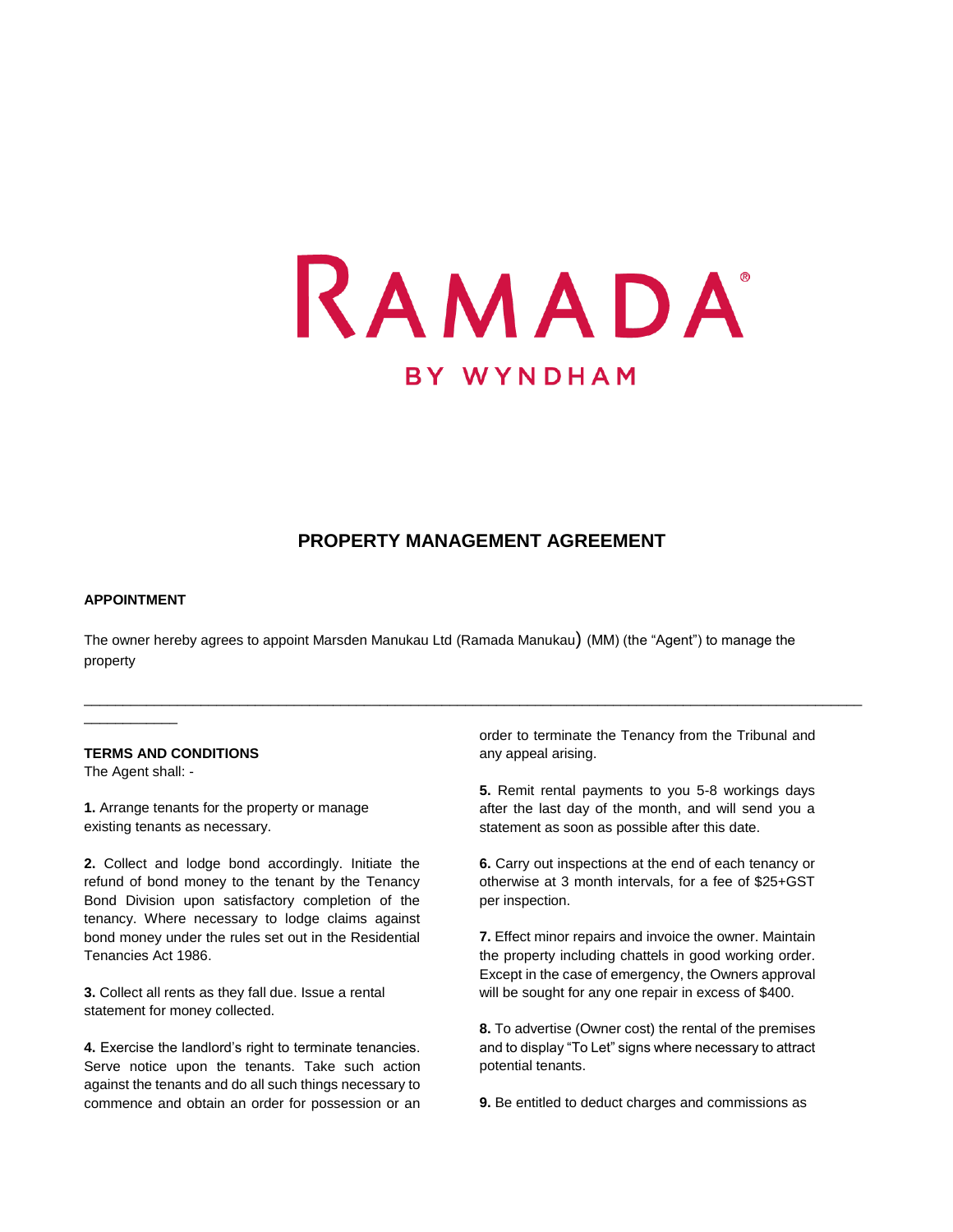RAMADA®

BY WYNDHAM

## PROPERTY MANAGEMENT AGREEMENT

**APPOINTMENT**

The owner hereby agrees to appoint Marsden Manukau Ltd (Ramada Manukau) (MM) (the "Agent") to manage the property

_________________________________________________________________________________________________

**TERMS AND CONDITIONS**

The Agent shall: -

**1.** Arrange tenants for the property or manage existing tenants as necessary.

**2.** Collect and lodge bond accordingly. Initiate the refund of bond money to the tenant by the Tenancy Bond Division upon satisfactory completion of the tenancy. Where necessary to lodge claims against bond money under the rules set out in the Residential Tenancies Act 1986.

**3.** Collect all rents as they fall due. Issue a rental statement for money collected.

**4.** Exercise the landlord's right to terminate tenancies. Serve notice upon the tenants. Take such action against the tenants and do all such things necessary to commence and obtain an order for possession or an order to terminate the Tenancy from the Tribunal and any appeal arising.

**5.** Remit rental payments to you 5-8 workings days after the last day of the month, and will send you a statement as soon as possible after this date.

**6.** Carry out inspections at the end of each tenancy or otherwise at 3 month intervals, for a fee of $25+GST per inspection.

**7.** Effect minor repairs and invoice the owner. Maintain the property including chattels in good working order. Except in the case of emergency, the Owners approval will be sought for any one repair in excess of $400.

**8.** To advertise (Owner cost) the rental of the premises and to display "To Let" signs where necessary to attract potential tenants.

**9.** Be entitled to deduct charges and commissions as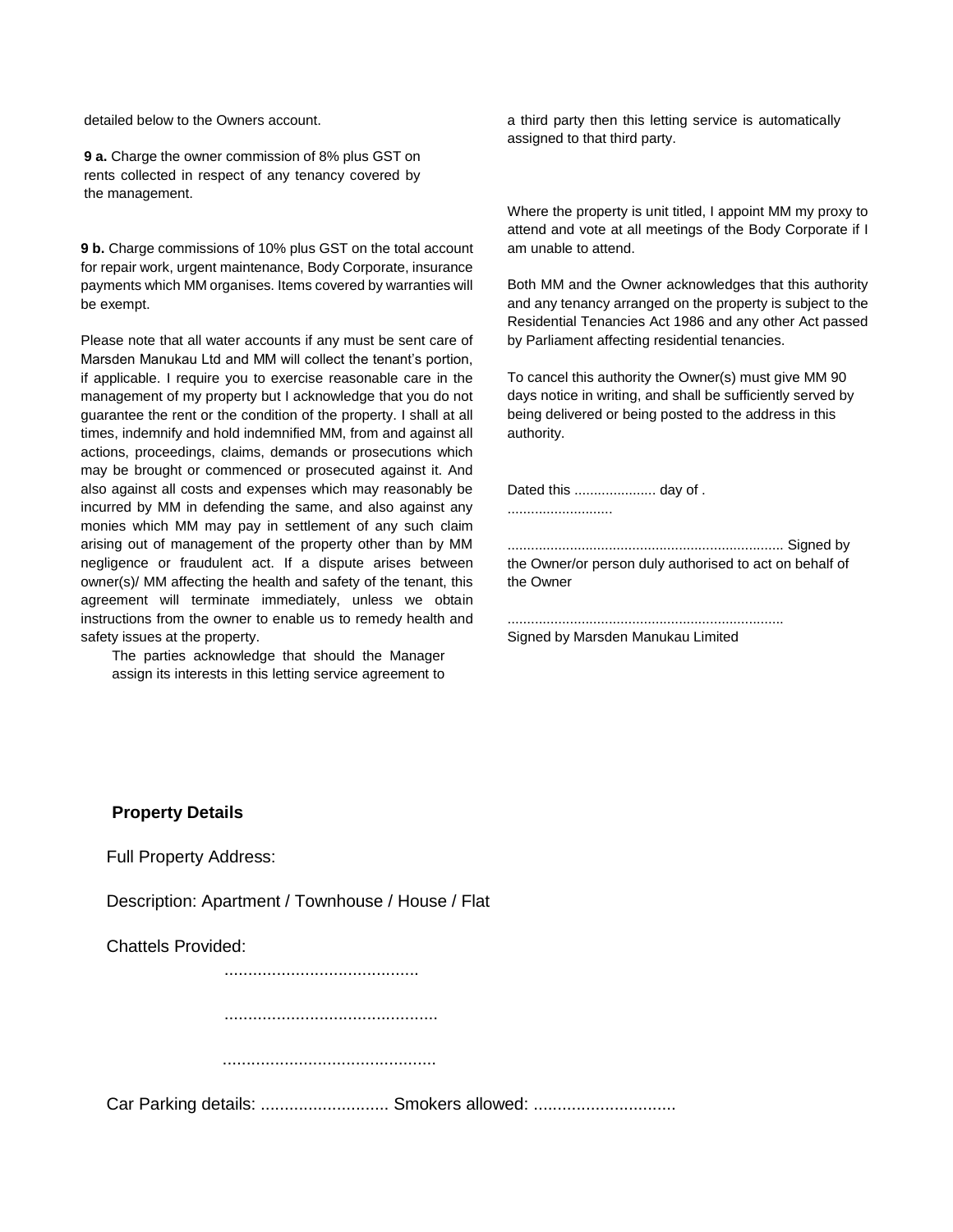detailed below to the Owners account.

**9 a.** Charge the owner commission of 8% plus GST on rents collected in respect of any tenancy covered by the management.

**9 b.** Charge commissions of 10% plus GST on the total account for repair work, urgent maintenance, Body Corporate, insurance payments which MM organises. Items covered by warranties will be exempt.

Please note that all water accounts if any must be sent care of Marsden Manukau Ltd and MM will collect the tenant's portion, if applicable. I require you to exercise reasonable care in the management of my property but I acknowledge that you do not guarantee the rent or the condition of the property. I shall at all times, indemnify and hold indemnified MM, from and against all actions, proceedings, claims, demands or prosecutions which may be brought or commenced or prosecuted against it. And also against all costs and expenses which may reasonably be incurred by MM in defending the same, and also against any monies which MM may pay in settlement of any such claim arising out of management of the property other than by MM negligence or fraudulent act. If a dispute arises between owner(s)/ MM affecting the health and safety of the tenant, this agreement will terminate immediately, unless we obtain instructions from the owner to enable us to remedy health and safety issues at the property.

The parties acknowledge that should the Manager assign its interests in this letting service agreement to a third party then this letting service is automatically assigned to that third party.

Where the property is unit titled, I appoint MM my proxy to attend and vote at all meetings of the Body Corporate if I am unable to attend.

Both MM and the Owner acknowledges that this authority and any tenancy arranged on the property is subject to the Residential Tenancies Act 1986 and any other Act passed by Parliament affecting residential tenancies.

To cancel this authority the Owner(s) must give MM 90 days notice in writing, and shall be sufficiently served by being delivered or being posted to the address in this authority.

Dated this ..................... day of . ...........................

...................................................................... Signed by the Owner/or person duly authorised to act on behalf of the Owner

......................................................................
Signed by Marsden Manukau Limited

**Property Details**

Full Property Address:

Description: Apartment / Townhouse / House / Flat

Chattels Provided:

.........................................

............................................

............................................

Car Parking details: ........................... Smokers allowed: ..............................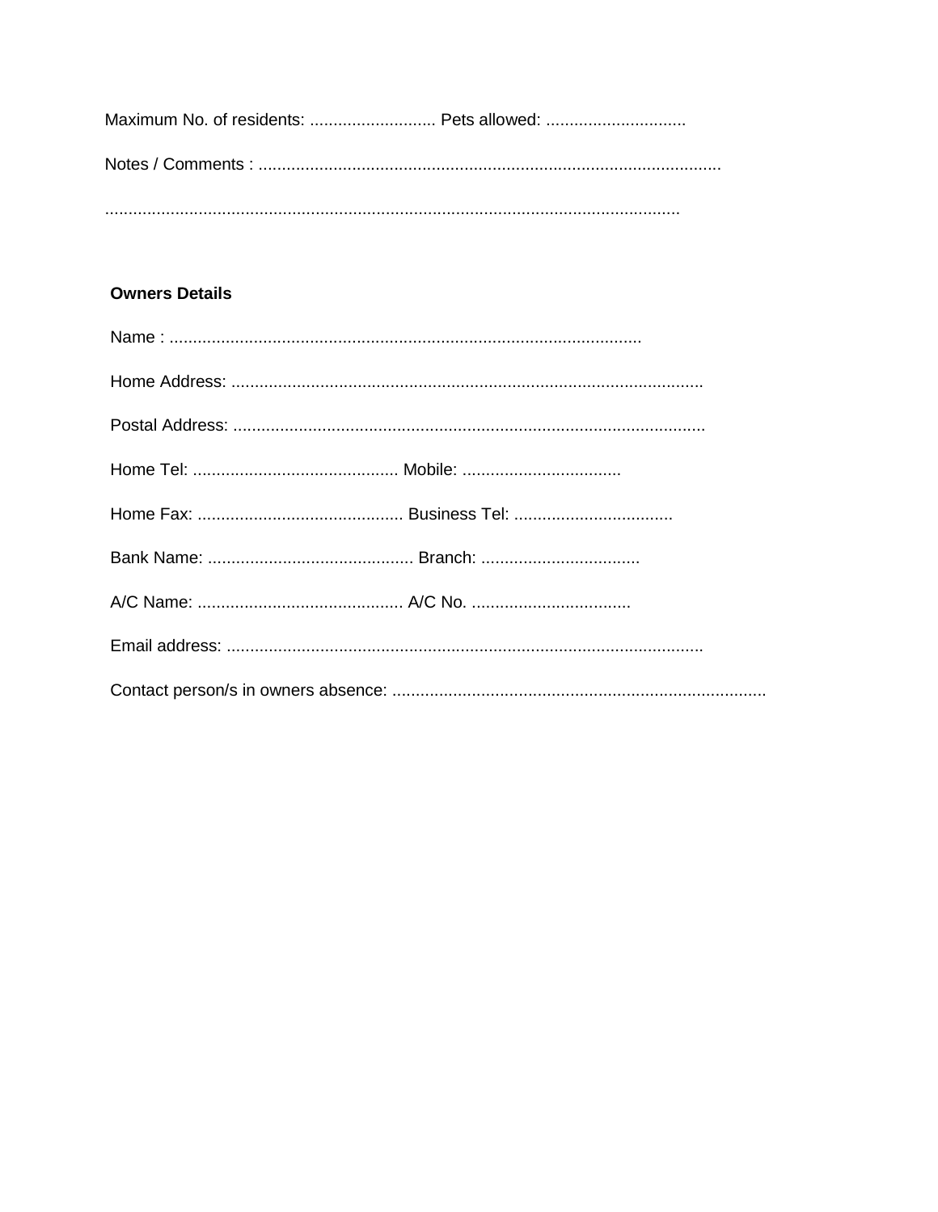Maximum No. of residents: ........................... Pets allowed: ..............................

Notes / Comments : ..................................................................................................

..........................................................................................................................

**Owners Details**

Name : ....................................................................................................

Home Address: ....................................................................................................

Postal Address: ....................................................................................................

Home Tel: ............................................ Mobile: ..................................

Home Fax: ............................................ Business Tel: ..................................

Bank Name: ............................................ Branch: ..................................

A/C Name: ............................................ A/C No. ..................................

Email address: ....................................................................................................

Contact person/s in owners absence: ...............................................................................